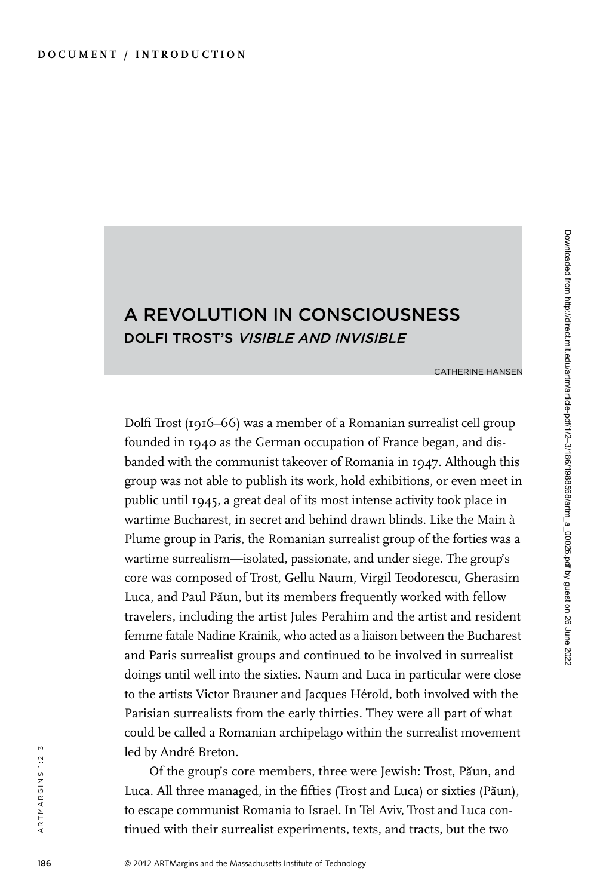DOCUMENT / INTRODUCTION

# A REVOLUTION IN CONSCIOUSNESS

## DOLFI TROST'S *VISIBLE AND INVISIBLE*

CATHERINE HANSEN

Dolfi Trost (1916–66) was a member of a Romanian surrealist cell group founded in 1940 as the German occupation of France began, and disbanded with the communist takeover of Romania in 1947. Although this group was not able to publish its work, hold exhibitions, or even meet in public until 1945, a great deal of its most intense activity took place in wartime Bucharest, in secret and behind drawn blinds. Like the Main à Plume group in Paris, the Romanian surrealist group of the forties was a wartime surrealism—isolated, passionate, and under siege. The group's core was composed of Trost, Gellu Naum, Virgil Teodorescu, Gherasim Luca, and Paul Păun, but its members frequently worked with fellow travelers, including the artist Jules Perahim and the artist and resident femme fatale Nadine Krainik, who acted as a liaison between the Bucharest and Paris surrealist groups and continued to be involved in surrealist doings until well into the sixties. Naum and Luca in particular were close to the artists Victor Brauner and Jacques Hérold, both involved with the Parisian surrealists from the early thirties. They were all part of what could be called a Romanian archipelago within the surrealist movement led by André Breton.

Of the group's core members, three were Jewish: Trost, Păun, and Luca. All three managed, in the fifties (Trost and Luca) or sixties (Păun), to escape communist Romania to Israel. In Tel Aviv, Trost and Luca continued with their surrealist experiments, texts, and tracts, but the two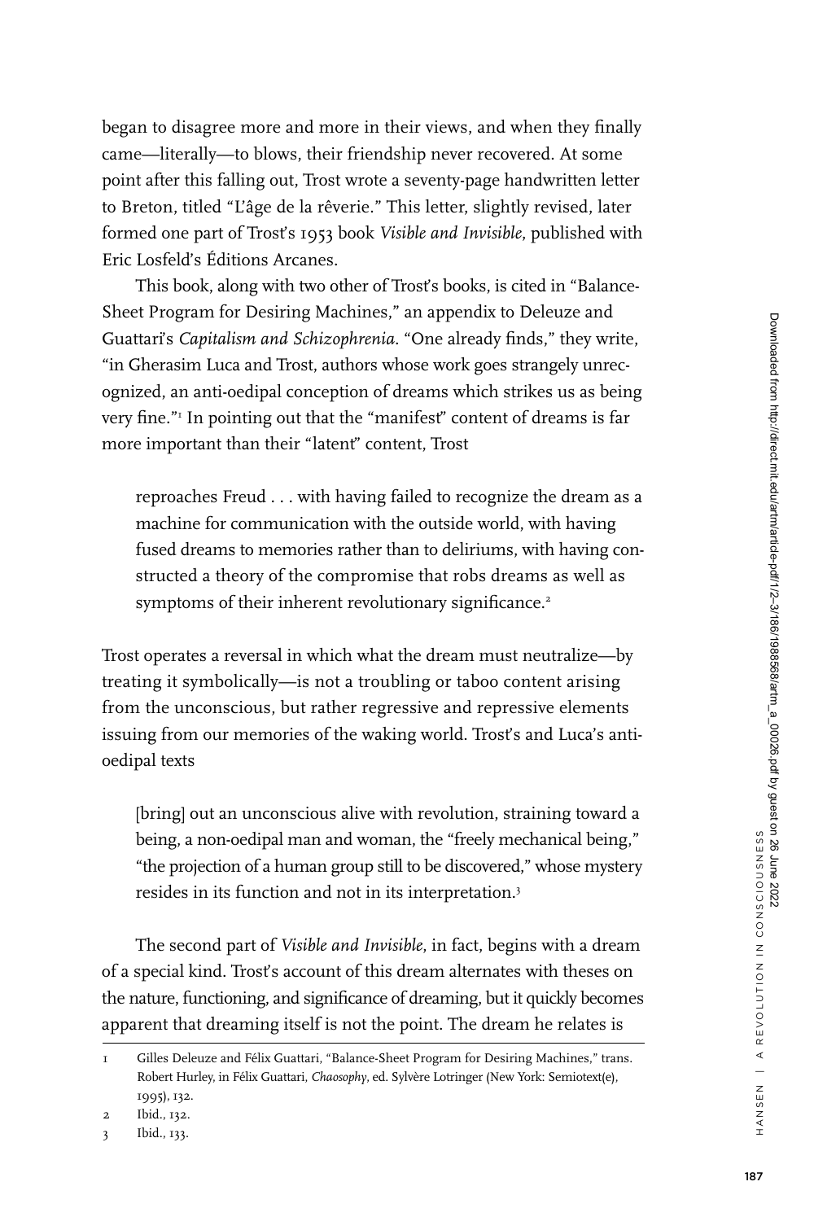began to disagree more and more in their views, and when they finally came—literally—to blows, their friendship never recovered. At some point after this falling out, Trost wrote a seventy-page handwritten letter to Breton, titled "L'âge de la rêverie." This letter, slightly revised, later formed one part of Trost's 1953 book *Visible and Invisible*, published with Eric Losfeld's Éditions Arcanes.

This book, along with two other of Trost's books, is cited in "Balance-Sheet Program for Desiring Machines," an appendix to Deleuze and Guattari's *Capitalism and Schizophrenia*. "One already finds," they write, "in Gherasim Luca and Trost, authors whose work goes strangely unrecognized, an anti-oedipal conception of dreams which strikes us as being very fine."[1] In pointing out that the "manifest" content of dreams is far more important than their "latent" content, Trost

> reproaches Freud . . . with having failed to recognize the dream as a machine for communication with the outside world, with having fused dreams to memories rather than to deliriums, with having constructed a theory of the compromise that robs dreams as well as symptoms of their inherent revolutionary significance.[2]

Trost operates a reversal in which what the dream must neutralize—by treating it symbolically—is not a troubling or taboo content arising from the unconscious, but rather regressive and repressive elements issuing from our memories of the waking world. Trost's and Luca's anti-oedipal texts

> [bring] out an unconscious alive with revolution, straining toward a being, a non-oedipal man and woman, the "freely mechanical being," "the projection of a human group still to be discovered," whose mystery resides in its function and not in its interpretation.[3]

The second part of *Visible and Invisible*, in fact, begins with a dream of a special kind. Trost's account of this dream alternates with theses on the nature, functioning, and significance of dreaming, but it quickly becomes apparent that dreaming itself is not the point. The dream he relates is

---

1 Gilles Deleuze and Félix Guattari, "Balance-Sheet Program for Desiring Machines," trans. Robert Hurley, in Félix Guattari, *Chaosophy*, ed. Sylvère Lotringer (New York: Semiotext(e), 1995), 132.

2 Ibid., 132.

3 Ibid., 133.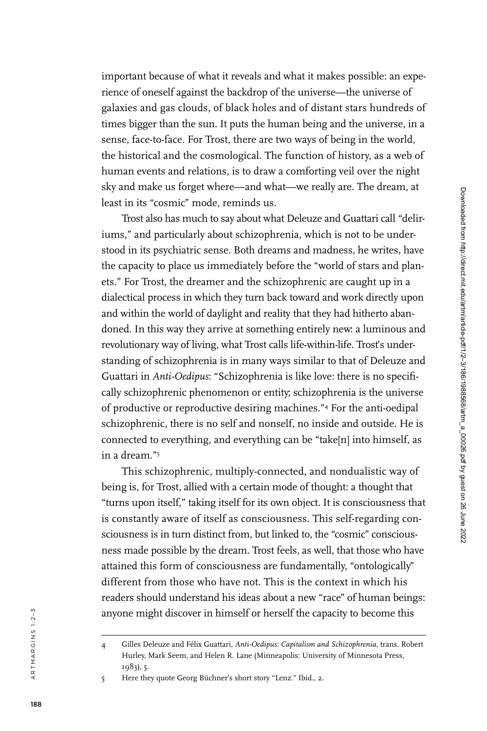important because of what it reveals and what it makes possible: an experience of oneself against the backdrop of the universe—the universe of galaxies and gas clouds, of black holes and of distant stars hundreds of times bigger than the sun. It puts the human being and the universe, in a sense, face-to-face. For Trost, there are two ways of being in the world, the historical and the cosmological. The function of history, as a web of human events and relations, is to draw a comforting veil over the night sky and make us forget where—and what—we really are. The dream, at least in its "cosmic" mode, reminds us.

Trost also has much to say about what Deleuze and Guattari call "deliriums," and particularly about schizophrenia, which is not to be understood in its psychiatric sense. Both dreams and madness, he writes, have the capacity to place us immediately before the "world of stars and planets." For Trost, the dreamer and the schizophrenic are caught up in a dialectical process in which they turn back toward and work directly upon and within the world of daylight and reality that they had hitherto abandoned. In this way they arrive at something entirely new: a luminous and revolutionary way of living, what Trost calls life-within-life. Trost's understanding of schizophrenia is in many ways similar to that of Deleuze and Guattari in *Anti-Oedipus*: "Schizophrenia is like love: there is no specifically schizophrenic phenomenon or entity; schizophrenia is the universe of productive or reproductive desiring machines."[4] For the anti-oedipal schizophrenic, there is no self and nonself, no inside and outside. He is connected to everything, and everything can be "take[n] into himself, as in a dream."[5]

This schizophrenic, multiply-connected, and nondualistic way of being is, for Trost, allied with a certain mode of thought: a thought that "turns upon itself," taking itself for its own object. It is consciousness that is constantly aware of itself as consciousness. This self-regarding consciousness is in turn distinct from, but linked to, the "cosmic" consciousness made possible by the dream. Trost feels, as well, that those who have attained this form of consciousness are fundamentally, "ontologically" different from those who have not. This is the context in which his readers should understand his ideas about a new "race" of human beings: anyone might discover in himself or herself the capacity to become this

---

4 Gilles Deleuze and Félix Guattari, *Anti-Oedipus: Capitalism and Schizophrenia*, trans. Robert Hurley, Mark Seem, and Helen R. Lane (Minneapolis: University of Minnesota Press, 1983), 5.

5 Here they quote Georg Büchner's short story "Lenz." Ibid., 2.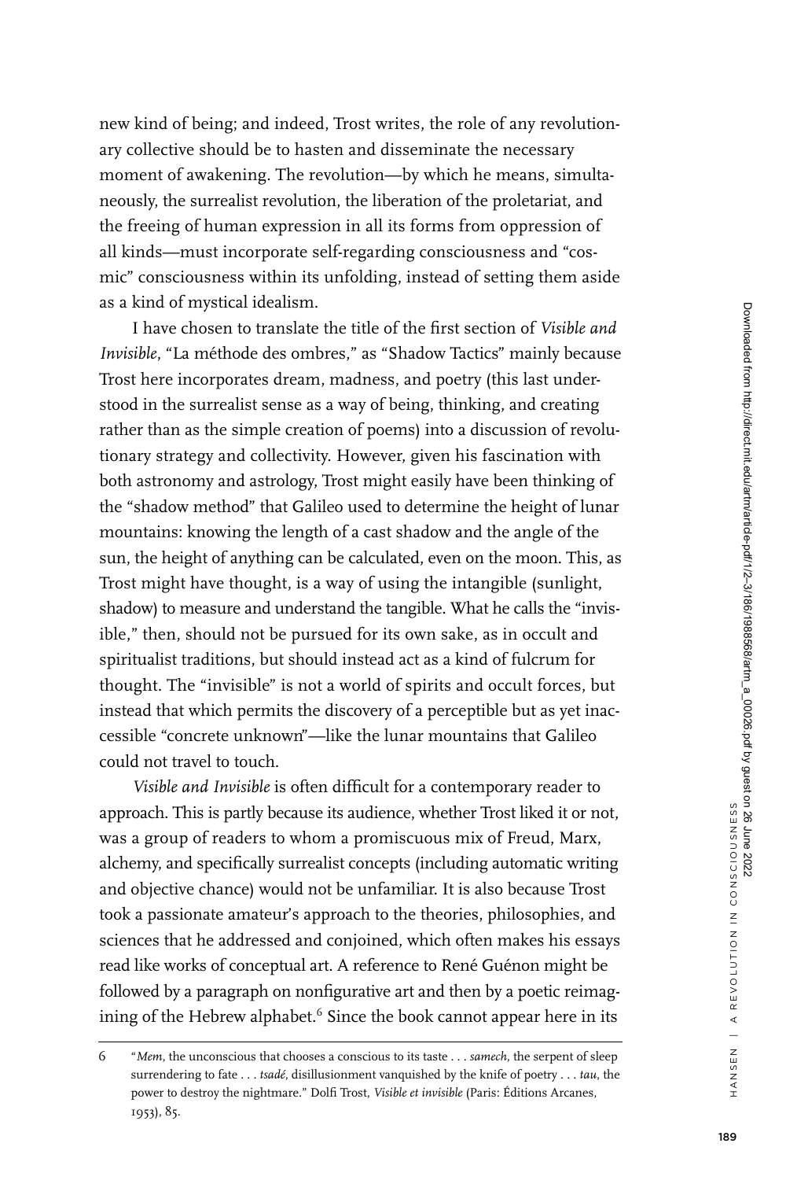new kind of being; and indeed, Trost writes, the role of any revolutionary collective should be to hasten and disseminate the necessary moment of awakening. The revolution—by which he means, simultaneously, the surrealist revolution, the liberation of the proletariat, and the freeing of human expression in all its forms from oppression of all kinds—must incorporate self-regarding consciousness and "cosmic" consciousness within its unfolding, instead of setting them aside as a kind of mystical idealism.

I have chosen to translate the title of the first section of *Visible and Invisible*, "La méthode des ombres," as "Shadow Tactics" mainly because Trost here incorporates dream, madness, and poetry (this last understood in the surrealist sense as a way of being, thinking, and creating rather than as the simple creation of poems) into a discussion of revolutionary strategy and collectivity. However, given his fascination with both astronomy and astrology, Trost might easily have been thinking of the "shadow method" that Galileo used to determine the height of lunar mountains: knowing the length of a cast shadow and the angle of the sun, the height of anything can be calculated, even on the moon. This, as Trost might have thought, is a way of using the intangible (sunlight, shadow) to measure and understand the tangible. What he calls the "invisible," then, should not be pursued for its own sake, as in occult and spiritualist traditions, but should instead act as a kind of fulcrum for thought. The "invisible" is not a world of spirits and occult forces, but instead that which permits the discovery of a perceptible but as yet inaccessible "concrete unknown"—like the lunar mountains that Galileo could not travel to touch.

*Visible and Invisible* is often difficult for a contemporary reader to approach. This is partly because its audience, whether Trost liked it or not, was a group of readers to whom a promiscuous mix of Freud, Marx, alchemy, and specifically surrealist concepts (including automatic writing and objective chance) would not be unfamiliar. It is also because Trost took a passionate amateur's approach to the theories, philosophies, and sciences that he addressed and conjoined, which often makes his essays read like works of conceptual art. A reference to René Guénon might be followed by a paragraph on nonfigurative art and then by a poetic reimagining of the Hebrew alphabet.[6] Since the book cannot appear here in its

6 "*Mem*, the unconscious that chooses a conscious to its taste . . . *samech*, the serpent of sleep surrendering to fate . . . *tsadé*, disillusionment vanquished by the knife of poetry . . . *tau*, the power to destroy the nightmare." Dolfi Trost, *Visible et invisible* (Paris: Éditions Arcanes, 1953), 85.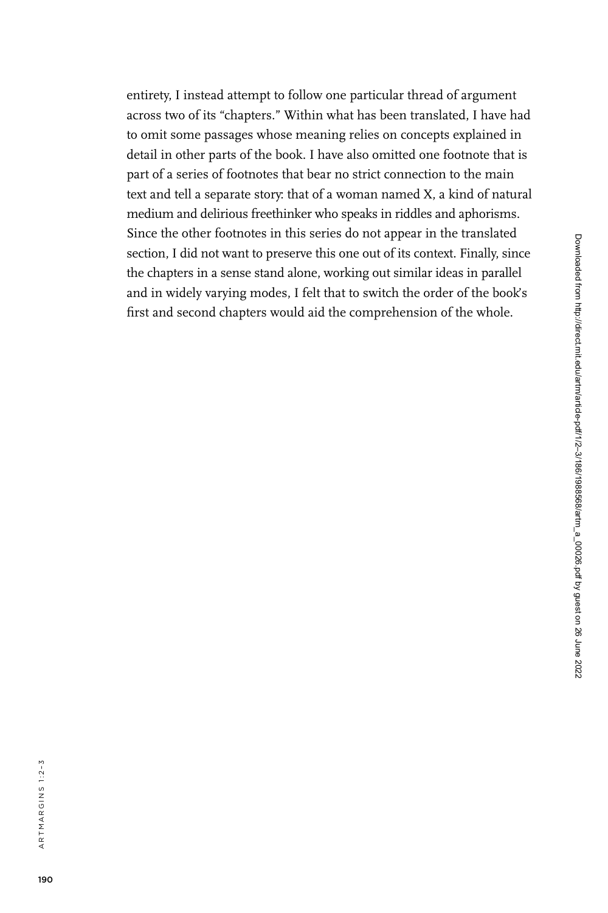entirety, I instead attempt to follow one particular thread of argument across two of its "chapters." Within what has been translated, I have had to omit some passages whose meaning relies on concepts explained in detail in other parts of the book. I have also omitted one footnote that is part of a series of footnotes that bear no strict connection to the main text and tell a separate story: that of a woman named X, a kind of natural medium and delirious freethinker who speaks in riddles and aphorisms. Since the other footnotes in this series do not appear in the translated section, I did not want to preserve this one out of its context. Finally, since the chapters in a sense stand alone, working out similar ideas in parallel and in widely varying modes, I felt that to switch the order of the book's first and second chapters would aid the comprehension of the whole.